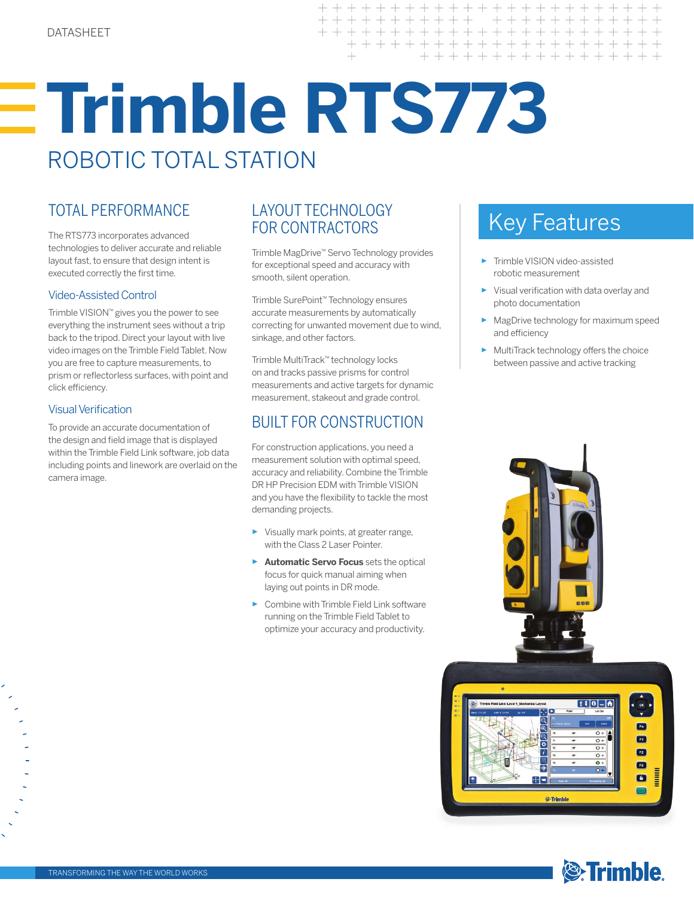DATASHEET

# Trimble RTS773

## ROBOTIC TOTAL STATION

## TOTAL PERFORMANCE

The RTS773 incorporates advanced technologies to deliver accurate and reliable layout fast, to ensure that design intent is executed correctly the first time.

### Video-Assisted Control

Trimble VISION™ gives you the power to see everything the instrument sees without a trip back to the tripod. Direct your layout with live video images on the Trimble Field Tablet. Now you are free to capture measurements, to prism or reflectorless surfaces, with point and click efficiency.

### Visual Verification

To provide an accurate documentation of the design and field image that is displayed within the Trimble Field Link software, job data including points and linework are overlaid on the camera image.

## LAYOUT TECHNOLOGY FOR CONTRACTORS

Trimble MagDrive™ Servo Technology provides for exceptional speed and accuracy with smooth, silent operation.

Trimble SurePoint™ Technology ensures accurate measurements by automatically correcting for unwanted movement due to wind, sinkage, and other factors.

Trimble MultiTrack™ technology locks on and tracks passive prisms for control measurements and active targets for dynamic measurement, stakeout and grade control.

## BUILT FOR CONSTRUCTION

For construction applications, you need a measurement solution with optimal speed, accuracy and reliability. Combine the Trimble DR HP Precision EDM with Trimble VISION and you have the flexibility to tackle the most demanding projects.

- Visually mark points, at greater range, with the Class 2 Laser Pointer.
- **Automatic Servo Focus** sets the optical focus for quick manual aiming when laying out points in DR mode.
- Combine with Trimble Field Link software running on the Trimble Field Tablet to optimize your accuracy and productivity.

## Key Features

- Trimble VISION video-assisted robotic measurement
- Visual verification with data overlay and photo documentation
- MagDrive technology for maximum speed and efficiency
- MultiTrack technology offers the choice between passive and active tracking

TRANSFORMING THE WAY THE WORLD WORKS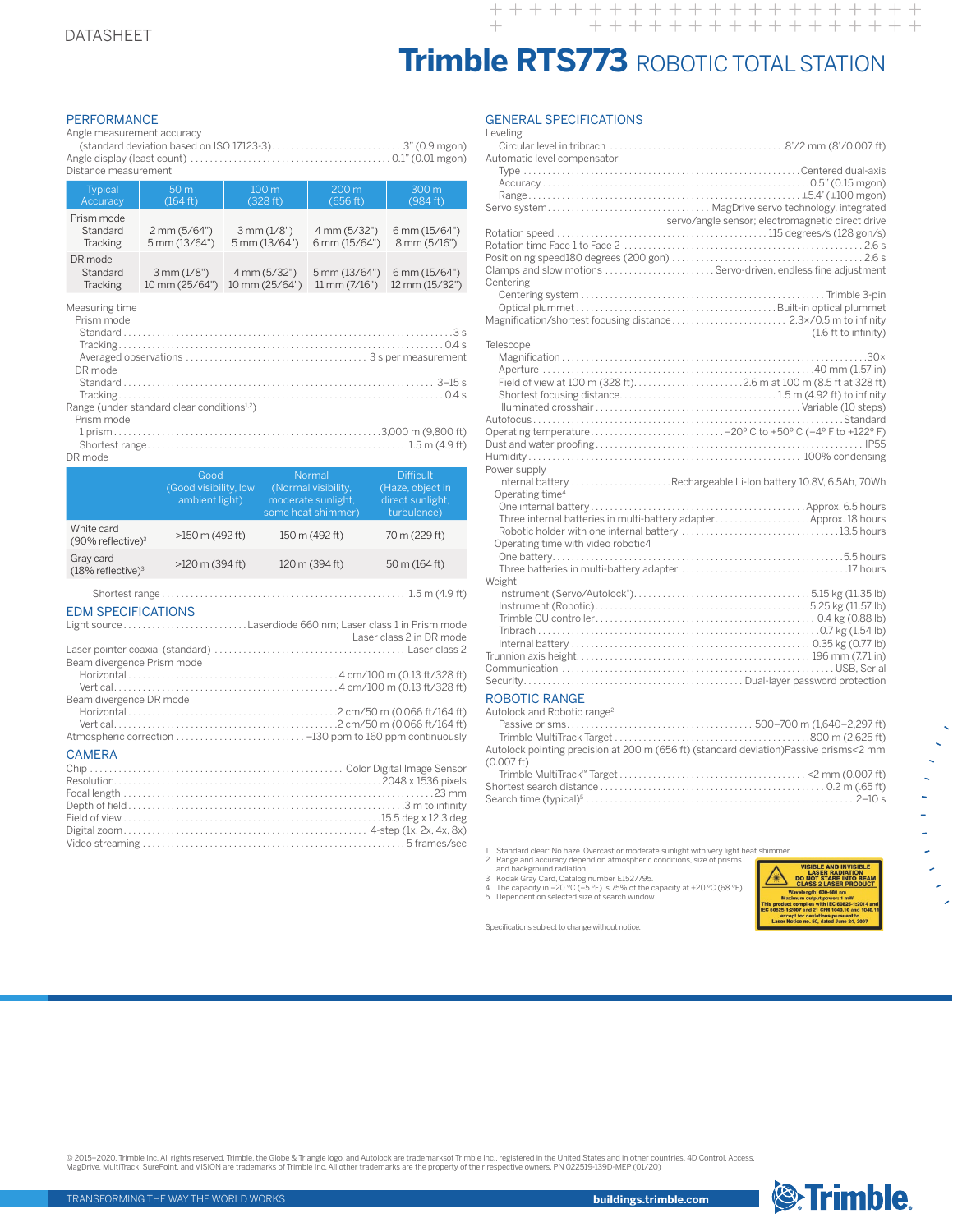DATASHEET

# Trimble RTS773 ROBOTIC TOTAL STATION

## PERFORMANCE

Angle measurement accuracy
(standard deviation based on ISO 17123-3) .......... 3" (0.9 mgon)
Angle display (least count) .......... 0.1" (0.01 mgon)
Distance measurement

| Typical Accuracy | 50 m (164 ft) | 100 m (328 ft) | 200 m (656 ft) | 300 m (984 ft) |
|---|---|---|---|---|
| Prism mode | | | | |
| Standard | 2 mm (5/64") | 3 mm (1/8") | 4 mm (5/32") | 6 mm (15/64") |
| Tracking | 5 mm (13/64") | 5 mm (13/64") | 6 mm (15/64") | 8 mm (5/16") |
| DR mode | | | | |
| Standard | 3 mm (1/8") | 4 mm (5/32") | 5 mm (13/64") | 6 mm (15/64") |
| Tracking | 10 mm (25/64") | 10 mm (25/64") | 11 mm (7/16") | 12 mm (15/32") |

Measuring time
- Prism mode
  - Standard .......... 3 s
  - Tracking .......... 0.4 s
  - Averaged observations .......... 3 s per measurement
- DR mode
  - Standard .......... 3–15 s
  - Tracking .......... 0.4 s

Range (under standard clear conditions[1,2])
- Prism mode
  - 1 prism .......... 3,000 m (9,800 ft)
  - Shortest range .......... 1.5 m (4.9 ft)

DR mode

| | Good (Good visibility, low ambient light) | Normal (Normal visibility, moderate sunlight, some heat shimmer) | Difficult (Haze, object in direct sunlight, turbulence) |
|---|---|---|---|
| White card (90% reflective)[3] | >150 m (492 ft) | 150 m (492 ft) | 70 m (229 ft) |
| Gray card (18% reflective)[3] | >120 m (394 ft) | 120 m (394 ft) | 50 m (164 ft) |

Shortest range .......... 1.5 m (4.9 ft)

## EDM SPECIFICATIONS

Light source .......... Laserdiode 660 nm; Laser class 1 in Prism mode
Laser class 2 in DR mode
Laser pointer coaxial (standard) .......... Laser class 2
Beam divergence Prism mode
- Horizontal .......... 4 cm/100 m (0.13 ft/328 ft)
- Vertical .......... 4 cm/100 m (0.13 ft/328 ft)

Beam divergence DR mode
- Horizontal .......... 2 cm/50 m (0.066 ft/164 ft)
- Vertical .......... 2 cm/50 m (0.066 ft/164 ft)

Atmospheric correction .......... –130 ppm to 160 ppm continuously

## CAMERA

Chip .......... Color Digital Image Sensor
Resolution .......... 2048 x 1536 pixels
Focal length .......... 23 mm
Depth of field .......... 3 m to infinity
Field of view .......... 15.5 deg x 12.3 deg
Digital zoom .......... 4-step (1x, 2x, 4x, 8x)
Video streaming .......... 5 frames/sec

## GENERAL SPECIFICATIONS

Leveling
- Circular level in tribrach .......... 8′/2 mm (8′/0.007 ft)

Automatic level compensator
- Type .......... Centered dual-axis
- Accuracy .......... 0.5" (0.15 mgon)
- Range .......... ±5.4′ (±100 mgon)

Servo system .......... MagDrive servo technology, integrated servo/angle sensor; electromagnetic direct drive
Rotation speed .......... 115 degrees/s (128 gon/s)
Rotation time Face 1 to Face 2 .......... 2.6 s
Positioning speed180 degrees (200 gon) .......... 2.6 s
Clamps and slow motions .......... Servo-driven, endless fine adjustment
Centering
- Centering system .......... Trimble 3-pin
- Optical plummet .......... Built-in optical plummet

Magnification/shortest focusing distance .......... 2.3×/0.5 m to infinity (1.6 ft to infinity)

Telescope
- Magnification .......... 30×
- Aperture .......... 40 mm (1.57 in)
- Field of view at 100 m (328 ft) .......... 2.6 m at 100 m (8.5 ft at 328 ft)
- Shortest focusing distance .......... 1.5 m (4.92 ft) to infinity
- Illuminated crosshair .......... Variable (10 steps)

Autofocus .......... Standard
Operating temperature .......... –20° C to +50° C (–4° F to +122° F)
Dust and water proofing .......... IP55
Humidity .......... 100% condensing
Power supply
- Internal battery .......... Rechargeable Li-Ion battery 10.8V, 6.5Ah, 70Wh
- Operating time[4]
  - One internal battery .......... Approx. 6.5 hours
  - Three internal batteries in multi-battery adapter .......... Approx. 18 hours
  - Robotic holder with one internal battery .......... 13.5 hours
- Operating time with video robotic4
  - One battery .......... 5.5 hours
  - Three batteries in multi-battery adapter .......... 17 hours

Weight
- Instrument (Servo/Autolock®) .......... 5.15 kg (11.35 lb)
- Instrument (Robotic) .......... 5.25 kg (11.57 lb)
- Trimble CU controller .......... 0.4 kg (0.88 lb)
- Tribrach .......... 0.7 kg (1.54 lb)
- Internal battery .......... 0.35 kg (0.77 lb)

Trunnion axis height .......... 196 mm (7.71 in)
Communication .......... USB, Serial
Security .......... Dual-layer password protection

## ROBOTIC RANGE

Autolock and Robotic range[2]
- Passive prisms .......... 500–700 m (1,640–2,297 ft)
- Trimble MultiTrack Target .......... 800 m (2,625 ft)

Autolock pointing precision at 200 m (656 ft) (standard deviation)Passive prisms<2 mm (0.007 ft)
- Trimble MultiTrack™ Target .......... <2 mm (0.007 ft)
- Shortest search distance .......... 0.2 m (.65 ft)

Search time (typical)[5] .......... 2–10 s

1 Standard clear: No haze. Overcast or moderate sunlight with very light heat shimmer.
2 Range and accuracy depend on atmospheric conditions, size of prisms and background radiation.
3 Kodak Gray Card, Catalog number E1527795.
4 The capacity in –20 °C (–5 °F) is 75% of the capacity at +20 °C (68 °F).
5 Dependent on selected size of search window.

VISIBLE AND INVISIBLE LASER RADIATION DO NOT STARE INTO BEAM CLASS 2 LASER PRODUCT
Wavelength: 630-680 nm
Maximum output power: 1 mW
This product complies with IEC 60825-1:2014 and IEC 60825-1:2007 and 21 CFR 1040.10 and 1040.11 except for deviations pursuant to Laser Notice no. 50, dated June 24, 2007

Specifications subject to change without notice.

© 2015–2020, Trimble Inc. All rights reserved. Trimble, the Globe & Triangle logo, and Autolock are trademarksof Trimble Inc., registered in the United States and in other countries. 4D Control, Access, MagDrive, MultiTrack, SurePoint, and VISION are trademarks of Trimble Inc. All other trademarks are the property of their respective owners. PN 022519-139D-MEP (01/20)

TRANSFORMING THE WAY THE WORLD WORKS

**buildings.trimble.com**